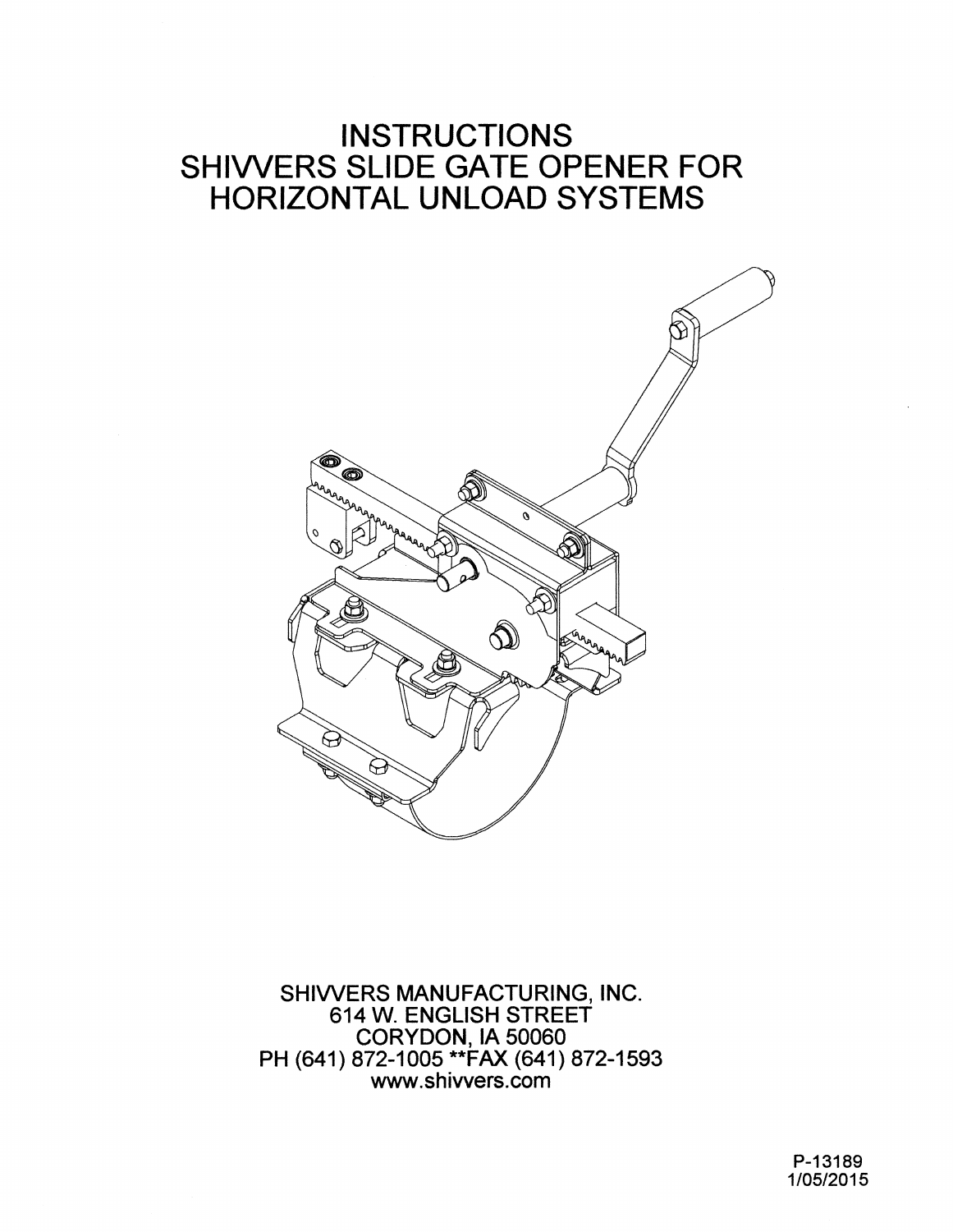# INSTRUCTIONS
# SHIVVERS SLIDE GATE OPENER FOR HORIZONTAL UNLOAD SYSTEMS

SHIVVERS MANUFACTURING, INC.
614 W. ENGLISH STREET
CORYDON, IA 50060
PH (641) 872-1005 **FAX (641) 872-1593
www.shivvers.com

P-13189
1/05/2015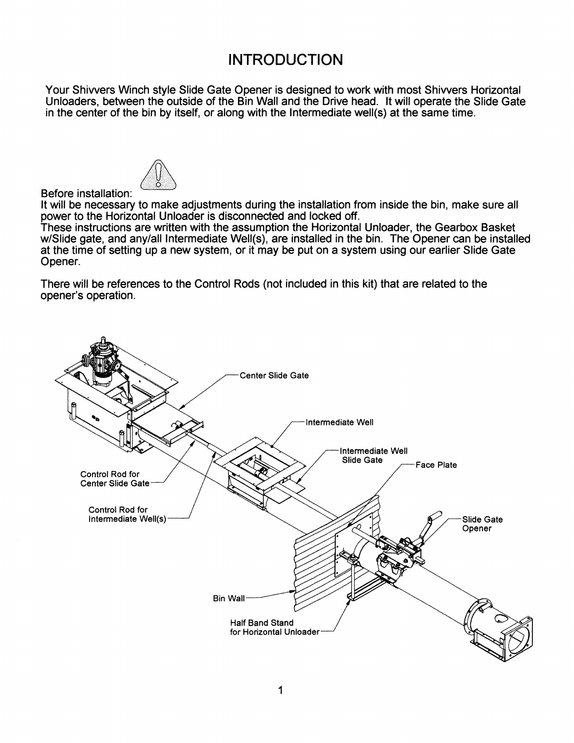# INTRODUCTION

Your Shivvers Winch style Slide Gate Opener is designed to work with most Shivvers Horizontal Unloaders, between the outside of the Bin Wall and the Drive head. It will operate the Slide Gate in the center of the bin by itself, or along with the Intermediate well(s) at the same time.

Before installation:

It will be necessary to make adjustments during the installation from inside the bin, make sure all power to the Horizontal Unloader is disconnected and locked off.

These instructions are written with the assumption the Horizontal Unloader, the Gearbox Basket w/Slide gate, and any/all Intermediate Well(s), are installed in the bin. The Opener can be installed at the time of setting up a new system, or it may be put on a system using our earlier Slide Gate Opener.

There will be references to the Control Rods (not included in this kit) that are related to the opener's operation.

Center Slide Gate

Intermediate Well

Intermediate Well Slide Gate

Face Plate

Slide Gate Opener

Control Rod for Center Slide Gate

Control Rod for Intermediate Well(s)

Bin Wall

Half Band Stand for Horizontal Unloader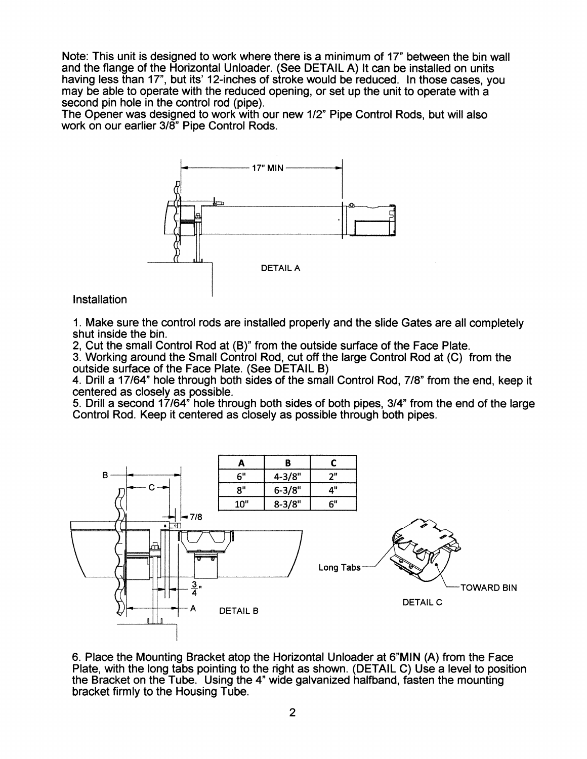Note: This unit is designed to work where there is a minimum of 17" between the bin wall and the flange of the Horizontal Unloader. (See DETAIL A) It can be installed on units having less than 17", but its' 12-inches of stroke would be reduced. In those cases, you may be able to operate with the reduced opening, or set up the unit to operate with a second pin hole in the control rod (pipe).
The Opener was designed to work with our new 1/2" Pipe Control Rods, but will also work on our earlier 3/8" Pipe Control Rods.

17" MIN

DETAIL A

Installation

1. Make sure the control rods are installed properly and the slide Gates are all completely shut inside the bin.
2, Cut the small Control Rod at (B)" from the outside surface of the Face Plate.
3. Working around the Small Control Rod, cut off the large Control Rod at (C) from the outside surface of the Face Plate. (See DETAIL B)
4. Drill a 17/64" hole through both sides of the small Control Rod, 7/8" from the end, keep it centered as closely as possible.
5. Drill a second 17/64" hole through both sides of both pipes, 3/4" from the end of the large Control Rod. Keep it centered as closely as possible through both pipes.

| A | B | C |
|---|---|---|
| 6" | 4-3/8" | 2" |
| 8" | 6-3/8" | 4" |
| 10" | 8-3/8" | 6" |

B C 7/8 3/4" A

DETAIL B

Long Tabs TOWARD BIN

DETAIL C

6. Place the Mounting Bracket atop the Horizontal Unloader at 6"MIN (A) from the Face Plate, with the long tabs pointing to the right as shown. (DETAIL C) Use a level to position the Bracket on the Tube. Using the 4" wide galvanized halfband, fasten the mounting bracket firmly to the Housing Tube.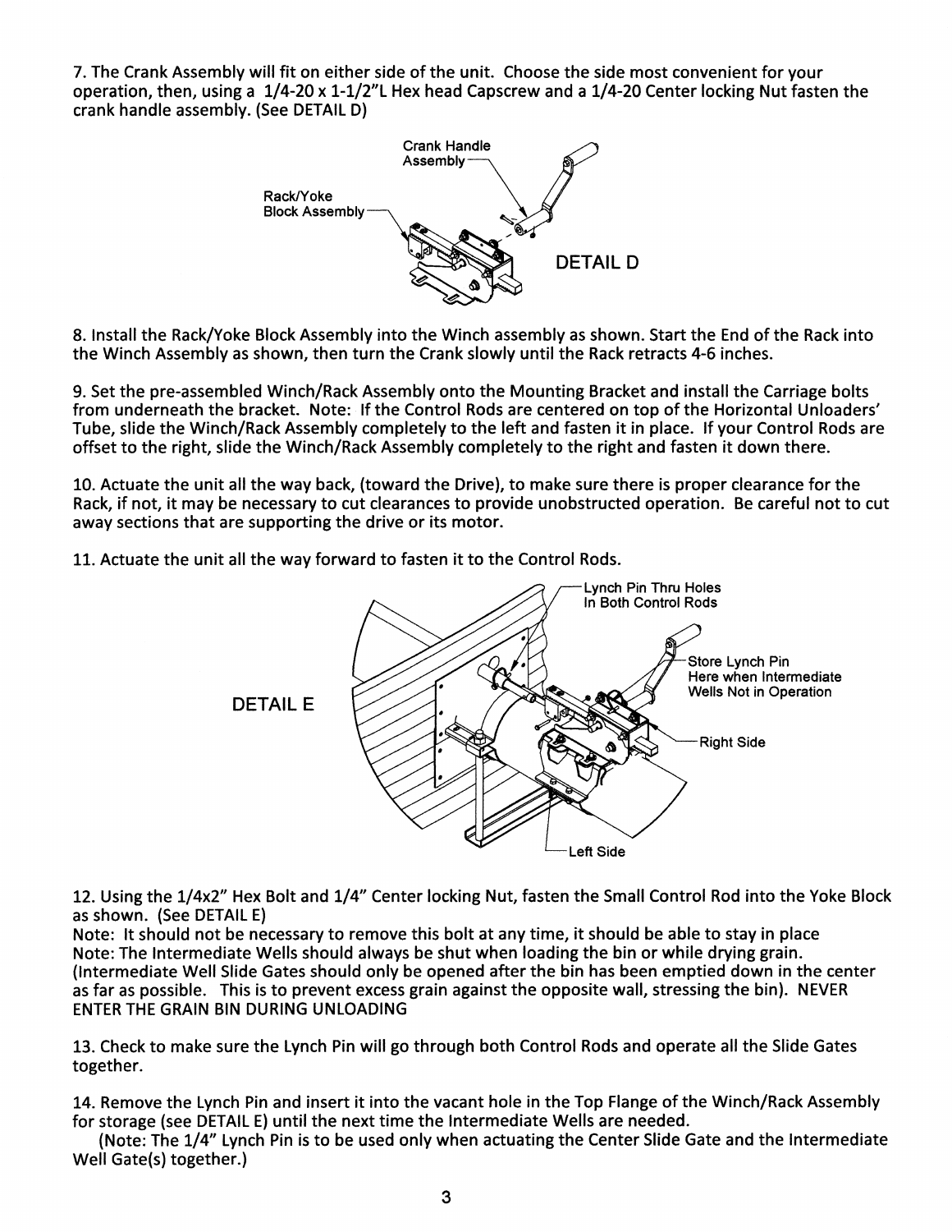7. The Crank Assembly will fit on either side of the unit. Choose the side most convenient for your operation, then, using a 1/4-20 x 1-1/2"L Hex head Capscrew and a 1/4-20 Center locking Nut fasten the crank handle assembly. (See DETAIL D)

Crank Handle Assembly

Rack/Yoke Block Assembly

DETAIL D

8. Install the Rack/Yoke Block Assembly into the Winch assembly as shown. Start the End of the Rack into the Winch Assembly as shown, then turn the Crank slowly until the Rack retracts 4-6 inches.

9. Set the pre-assembled Winch/Rack Assembly onto the Mounting Bracket and install the Carriage bolts from underneath the bracket. Note: If the Control Rods are centered on top of the Horizontal Unloaders' Tube, slide the Winch/Rack Assembly completely to the left and fasten it in place. If your Control Rods are offset to the right, slide the Winch/Rack Assembly completely to the right and fasten it down there.

10. Actuate the unit all the way back, (toward the Drive), to make sure there is proper clearance for the Rack, if not, it may be necessary to cut clearances to provide unobstructed operation. Be careful not to cut away sections that are supporting the drive or its motor.

11. Actuate the unit all the way forward to fasten it to the Control Rods.

Lynch Pin Thru Holes In Both Control Rods

Store Lynch Pin Here when Intermediate Wells Not in Operation

DETAIL E

Right Side

Left Side

12. Using the 1/4x2" Hex Bolt and 1/4" Center locking Nut, fasten the Small Control Rod into the Yoke Block as shown. (See DETAIL E)
Note: It should not be necessary to remove this bolt at any time, it should be able to stay in place
Note: The Intermediate Wells should always be shut when loading the bin or while drying grain. (Intermediate Well Slide Gates should only be opened after the bin has been emptied down in the center as far as possible. This is to prevent excess grain against the opposite wall, stressing the bin). NEVER ENTER THE GRAIN BIN DURING UNLOADING

13. Check to make sure the Lynch Pin will go through both Control Rods and operate all the Slide Gates together.

14. Remove the Lynch Pin and insert it into the vacant hole in the Top Flange of the Winch/Rack Assembly for storage (see DETAIL E) until the next time the Intermediate Wells are needed.
(Note: The 1/4" Lynch Pin is to be used only when actuating the Center Slide Gate and the Intermediate Well Gate(s) together.)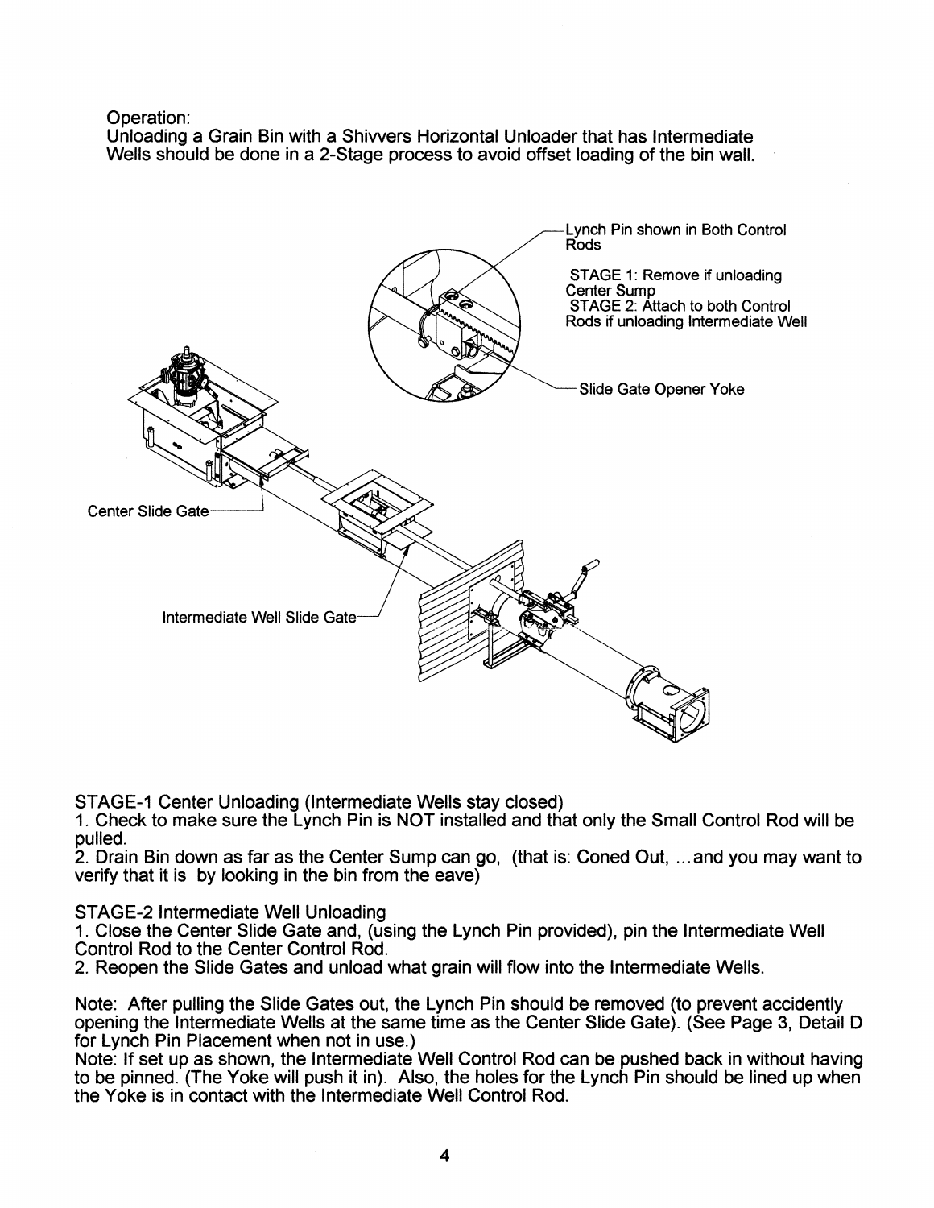Operation:
Unloading a Grain Bin with a Shivvers Horizontal Unloader that has Intermediate Wells should be done in a 2-Stage process to avoid offset loading of the bin wall.

Lynch Pin shown in Both Control Rods

STAGE 1: Remove if unloading Center Sump
STAGE 2: Attach to both Control Rods if unloading Intermediate Well

Slide Gate Opener Yoke

Center Slide Gate

Intermediate Well Slide Gate

STAGE-1 Center Unloading (Intermediate Wells stay closed)
1. Check to make sure the Lynch Pin is NOT installed and that only the Small Control Rod will be pulled.
2. Drain Bin down as far as the Center Sump can go, (that is: Coned Out, ...and you may want to verify that it is by looking in the bin from the eave)

STAGE-2 Intermediate Well Unloading
1. Close the Center Slide Gate and, (using the Lynch Pin provided), pin the Intermediate Well Control Rod to the Center Control Rod.
2. Reopen the Slide Gates and unload what grain will flow into the Intermediate Wells.

Note: After pulling the Slide Gates out, the Lynch Pin should be removed (to prevent accidently opening the Intermediate Wells at the same time as the Center Slide Gate). (See Page 3, Detail D for Lynch Pin Placement when not in use.)
Note: If set up as shown, the Intermediate Well Control Rod can be pushed back in without having to be pinned. (The Yoke will push it in). Also, the holes for the Lynch Pin should be lined up when the Yoke is in contact with the Intermediate Well Control Rod.